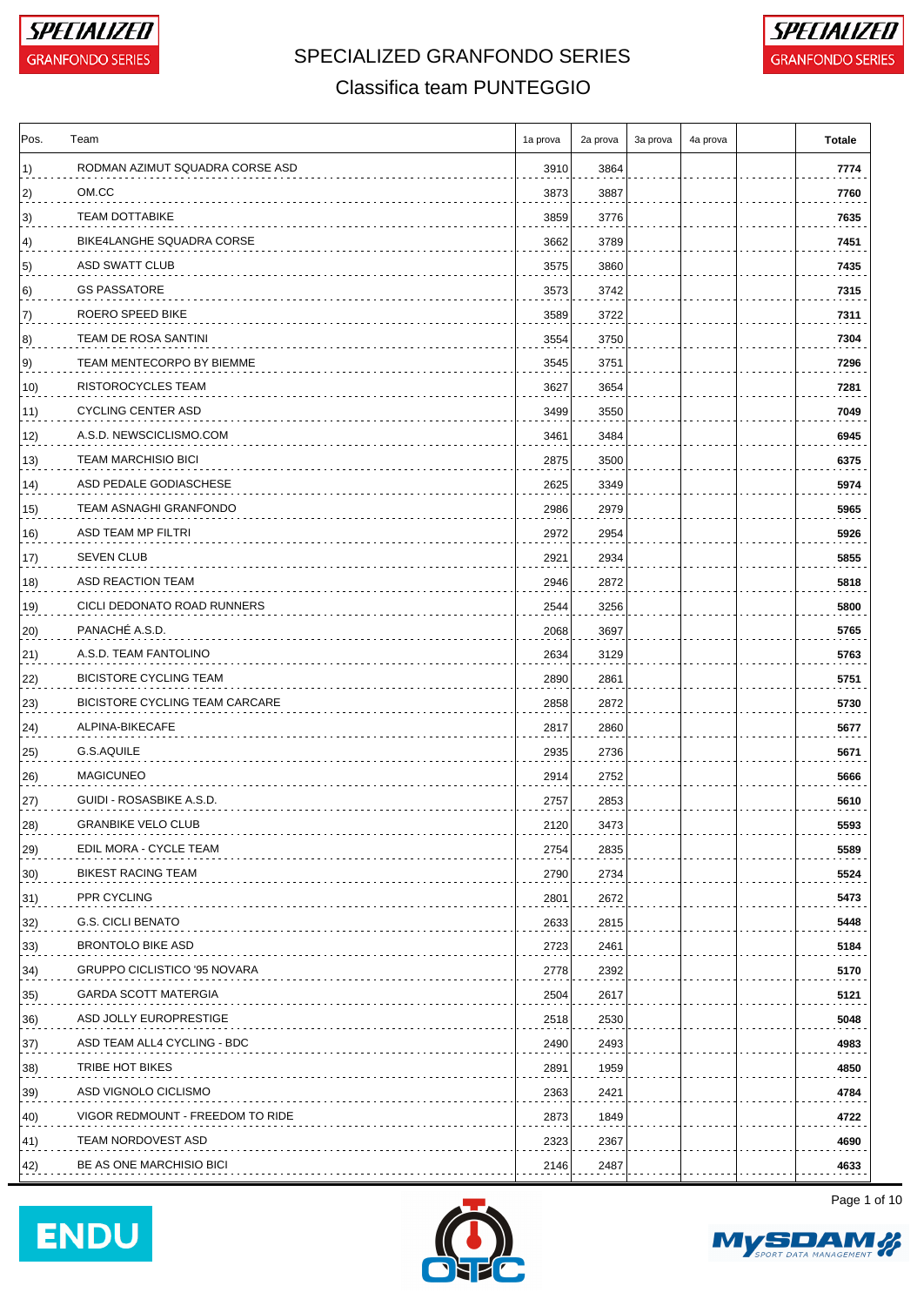# SPECIALIZED GRANFONDO SERIES

## Classifica team PUNTEGGIO

| Pos. | Team | 1a prova | 2a prova | 3a prova | 4a prova | | Totale |
|---|---|---|---|---|---|---|---|
| 1) | RODMAN AZIMUT SQUADRA CORSE ASD | 3910 | 3864 | | | | 7774 |
| 2) | OM.CC | 3873 | 3887 | | | | 7760 |
| 3) | TEAM DOTTABIKE | 3859 | 3776 | | | | 7635 |
| 4) | BIKE4LANGHE SQUADRA CORSE | 3662 | 3789 | | | | 7451 |
| 5) | ASD SWATT CLUB | 3575 | 3860 | | | | 7435 |
| 6) | GS PASSATORE | 3573 | 3742 | | | | 7315 |
| 7) | ROERO SPEED BIKE | 3589 | 3722 | | | | 7311 |
| 8) | TEAM DE ROSA SANTINI | 3554 | 3750 | | | | 7304 |
| 9) | TEAM MENTECORPO BY BIEMME | 3545 | 3751 | | | | 7296 |
| 10) | RISTOROCYCLES TEAM | 3627 | 3654 | | | | 7281 |
| 11) | CYCLING CENTER ASD | 3499 | 3550 | | | | 7049 |
| 12) | A.S.D. NEWSCICLISMO.COM | 3461 | 3484 | | | | 6945 |
| 13) | TEAM MARCHISIO BICI | 2875 | 3500 | | | | 6375 |
| 14) | ASD PEDALE GODIASCHESE | 2625 | 3349 | | | | 5974 |
| 15) | TEAM ASNAGHI GRANFONDO | 2986 | 2979 | | | | 5965 |
| 16) | ASD TEAM MP FILTRI | 2972 | 2954 | | | | 5926 |
| 17) | SEVEN CLUB | 2921 | 2934 | | | | 5855 |
| 18) | ASD REACTION TEAM | 2946 | 2872 | | | | 5818 |
| 19) | CICLI DEDONATO ROAD RUNNERS | 2544 | 3256 | | | | 5800 |
| 20) | PANACHÉ A.S.D. | 2068 | 3697 | | | | 5765 |
| 21) | A.S.D. TEAM FANTOLINO | 2634 | 3129 | | | | 5763 |
| 22) | BICISTORE CYCLING TEAM | 2890 | 2861 | | | | 5751 |
| 23) | BICISTORE CYCLING TEAM CARCARE | 2858 | 2872 | | | | 5730 |
| 24) | ALPINA-BIKECAFE | 2817 | 2860 | | | | 5677 |
| 25) | G.S.AQUILE | 2935 | 2736 | | | | 5671 |
| 26) | MAGICUNEO | 2914 | 2752 | | | | 5666 |
| 27) | GUIDI - ROSASBIKE A.S.D. | 2757 | 2853 | | | | 5610 |
| 28) | GRANBIKE VELO CLUB | 2120 | 3473 | | | | 5593 |
| 29) | EDIL MORA - CYCLE TEAM | 2754 | 2835 | | | | 5589 |
| 30) | BIKEST RACING TEAM | 2790 | 2734 | | | | 5524 |
| 31) | PPR CYCLING | 2801 | 2672 | | | | 5473 |
| 32) | G.S. CICLI BENATO | 2633 | 2815 | | | | 5448 |
| 33) | BRONTOLO BIKE ASD | 2723 | 2461 | | | | 5184 |
| 34) | GRUPPO CICLISTICO '95 NOVARA | 2778 | 2392 | | | | 5170 |
| 35) | GARDA SCOTT MATERGIA | 2504 | 2617 | | | | 5121 |
| 36) | ASD JOLLY EUROPRESTIGE | 2518 | 2530 | | | | 5048 |
| 37) | ASD TEAM ALL4 CYCLING - BDC | 2490 | 2493 | | | | 4983 |
| 38) | TRIBE HOT BIKES | 2891 | 1959 | | | | 4850 |
| 39) | ASD VIGNOLO CICLISMO | 2363 | 2421 | | | | 4784 |
| 40) | VIGOR REDMOUNT - FREEDOM TO RIDE | 2873 | 1849 | | | | 4722 |
| 41) | TEAM NORDOVEST ASD | 2323 | 2367 | | | | 4690 |
| 42) | BE AS ONE MARCHISIO BICI | 2146 | 2487 | | | | 4633 |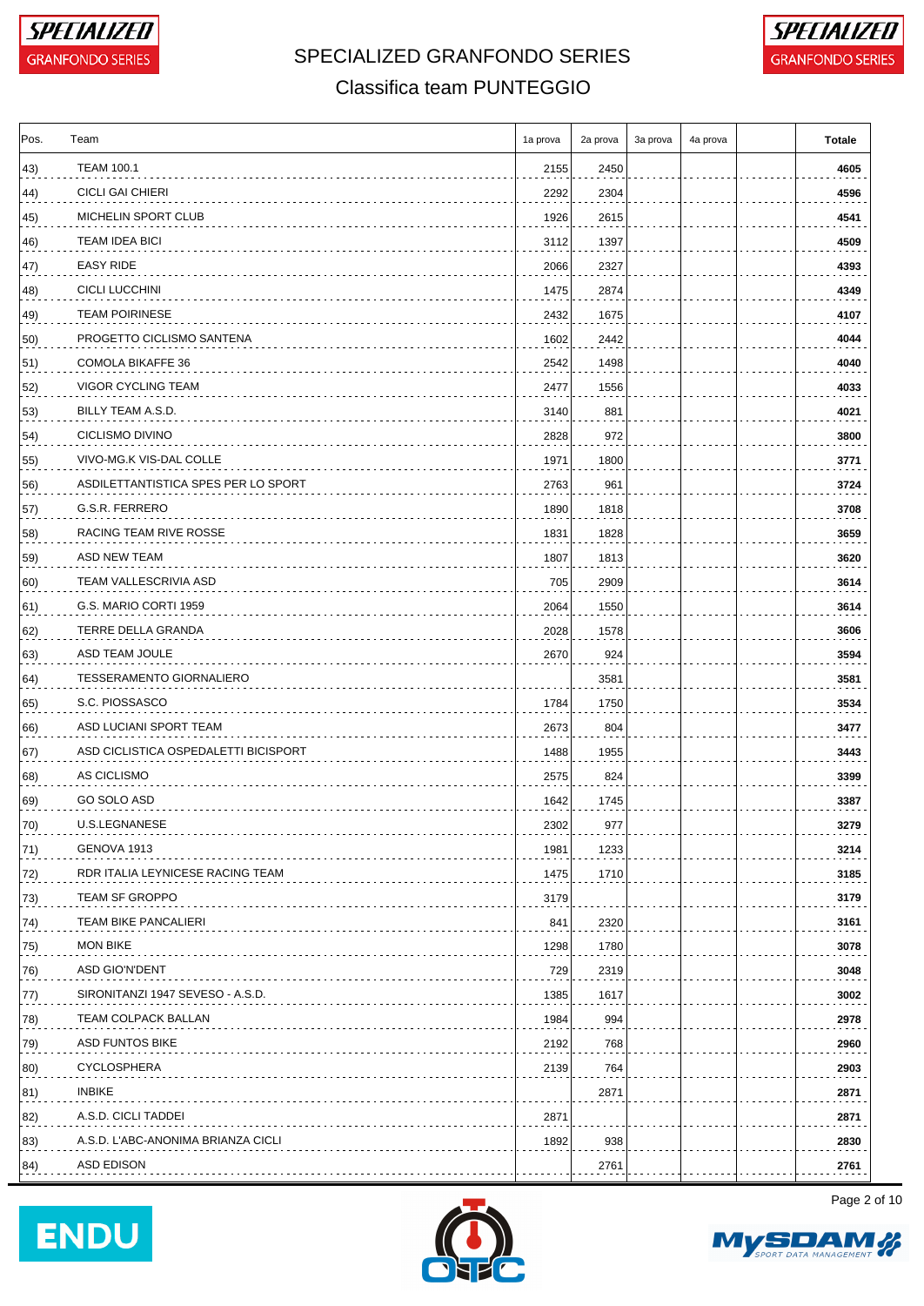# SPECIALIZED GRANFONDO SERIES

## Classifica team PUNTEGGIO

| Pos. | Team | 1a prova | 2a prova | 3a prova | 4a prova | | Totale |
|---|---|---|---|---|---|---|---|
| 43) | TEAM 100.1 | 2155 | 2450 | | | | 4605 |
| 44) | CICLI GAI CHIERI | 2292 | 2304 | | | | 4596 |
| 45) | MICHELIN SPORT CLUB | 1926 | 2615 | | | | 4541 |
| 46) | TEAM IDEA BICI | 3112 | 1397 | | | | 4509 |
| 47) | EASY RIDE | 2066 | 2327 | | | | 4393 |
| 48) | CICLI LUCCHINI | 1475 | 2874 | | | | 4349 |
| 49) | TEAM POIRINESE | 2432 | 1675 | | | | 4107 |
| 50) | PROGETTO CICLISMO SANTENA | 1602 | 2442 | | | | 4044 |
| 51) | COMOLA BIKAFFE 36 | 2542 | 1498 | | | | 4040 |
| 52) | VIGOR CYCLING TEAM | 2477 | 1556 | | | | 4033 |
| 53) | BILLY TEAM A.S.D. | 3140 | 881 | | | | 4021 |
| 54) | CICLISMO DIVINO | 2828 | 972 | | | | 3800 |
| 55) | VIVO-MG.K VIS-DAL COLLE | 1971 | 1800 | | | | 3771 |
| 56) | ASDILETTANTISTICA SPES PER LO SPORT | 2763 | 961 | | | | 3724 |
| 57) | G.S.R. FERRERO | 1890 | 1818 | | | | 3708 |
| 58) | RACING TEAM RIVE ROSSE | 1831 | 1828 | | | | 3659 |
| 59) | ASD NEW TEAM | 1807 | 1813 | | | | 3620 |
| 60) | TEAM VALLESCRIVIA ASD | 705 | 2909 | | | | 3614 |
| 61) | G.S. MARIO CORTI 1959 | 2064 | 1550 | | | | 3614 |
| 62) | TERRE DELLA GRANDA | 2028 | 1578 | | | | 3606 |
| 63) | ASD TEAM JOULE | 2670 | 924 | | | | 3594 |
| 64) | TESSERAMENTO GIORNALIERO | | 3581 | | | | 3581 |
| 65) | S.C. PIOSSASCO | 1784 | 1750 | | | | 3534 |
| 66) | ASD LUCIANI SPORT TEAM | 2673 | 804 | | | | 3477 |
| 67) | ASD CICLISTICA OSPEDALETTI BICISPORT | 1488 | 1955 | | | | 3443 |
| 68) | AS CICLISMO | 2575 | 824 | | | | 3399 |
| 69) | GO SOLO ASD | 1642 | 1745 | | | | 3387 |
| 70) | U.S.LEGNANESE | 2302 | 977 | | | | 3279 |
| 71) | GENOVA 1913 | 1981 | 1233 | | | | 3214 |
| 72) | RDR ITALIA LEYNICESE RACING TEAM | 1475 | 1710 | | | | 3185 |
| 73) | TEAM SF GROPPO | 3179 | | | | | 3179 |
| 74) | TEAM BIKE PANCALIERI | 841 | 2320 | | | | 3161 |
| 75) | MON BIKE | 1298 | 1780 | | | | 3078 |
| 76) | ASD GIO'N'DENT | 729 | 2319 | | | | 3048 |
| 77) | SIRONITANZI 1947 SEVESO - A.S.D. | 1385 | 1617 | | | | 3002 |
| 78) | TEAM COLPACK BALLAN | 1984 | 994 | | | | 2978 |
| 79) | ASD FUNTOS BIKE | 2192 | 768 | | | | 2960 |
| 80) | CYCLOSPHERA | 2139 | 764 | | | | 2903 |
| 81) | INBIKE | | 2871 | | | | 2871 |
| 82) | A.S.D. CICLI TADDEI | 2871 | | | | | 2871 |
| 83) | A.S.D. L'ABC-ANONIMA BRIANZA CICLI | 1892 | 938 | | | | 2830 |
| 84) | ASD EDISON | | 2761 | | | | 2761 |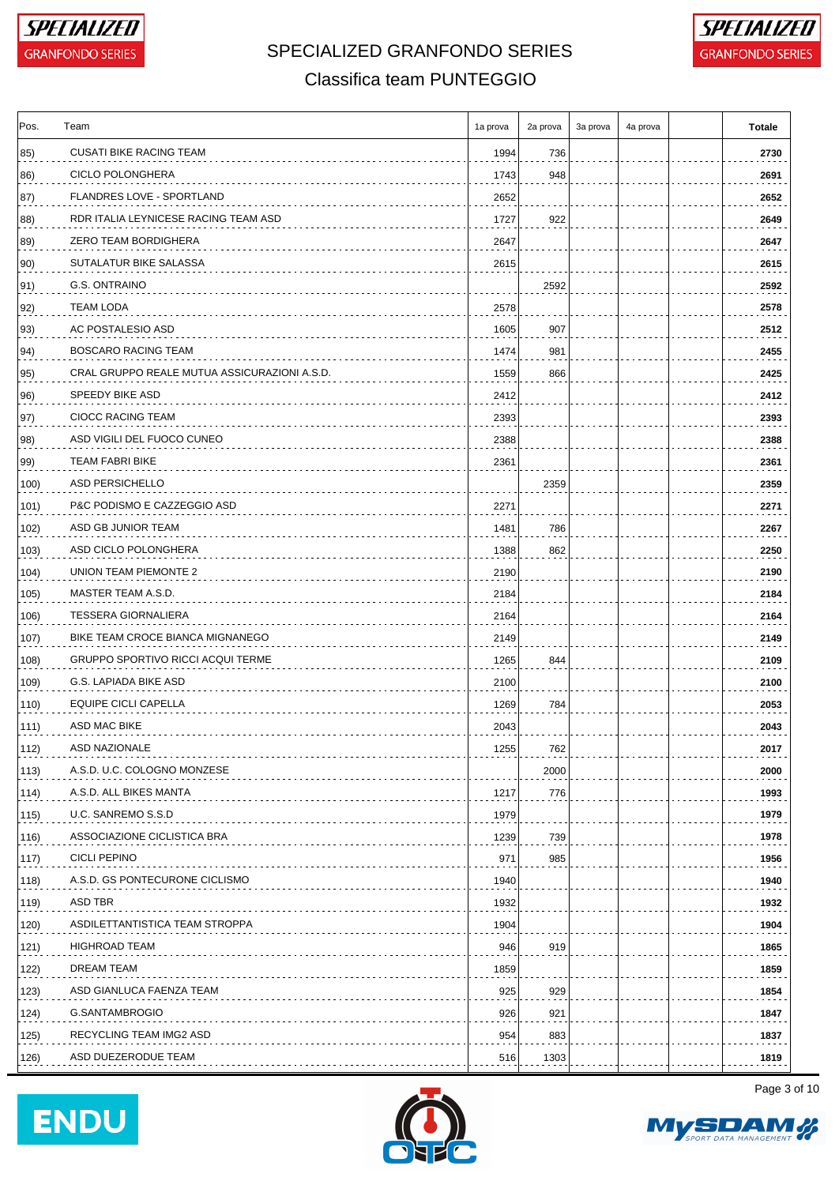# SPECIALIZED GRANFONDO SERIES

## Classifica team PUNTEGGIO

| Pos. | Team | 1a prova | 2a prova | 3a prova | 4a prova | | Totale |
|---|---|---|---|---|---|---|---|
| 85) | CUSATI BIKE RACING TEAM | 1994 | 736 | | | | **2730** |
| 86) | CICLO POLONGHERA | 1743 | 948 | | | | **2691** |
| 87) | FLANDRES LOVE - SPORTLAND | 2652 | | | | | **2652** |
| 88) | RDR ITALIA LEYNICESE RACING TEAM ASD | 1727 | 922 | | | | **2649** |
| 89) | ZERO TEAM BORDIGHERA | 2647 | | | | | **2647** |
| 90) | SUTALATUR BIKE SALASSA | 2615 | | | | | **2615** |
| 91) | G.S. ONTRAINO | | 2592 | | | | **2592** |
| 92) | TEAM LODA | 2578 | | | | | **2578** |
| 93) | AC POSTALESIO ASD | 1605 | 907 | | | | **2512** |
| 94) | BOSCARO RACING TEAM | 1474 | 981 | | | | **2455** |
| 95) | CRAL GRUPPO REALE MUTUA ASSICURAZIONI A.S.D. | 1559 | 866 | | | | **2425** |
| 96) | SPEEDY BIKE ASD | 2412 | | | | | **2412** |
| 97) | CIOCC RACING TEAM | 2393 | | | | | **2393** |
| 98) | ASD VIGILI DEL FUOCO CUNEO | 2388 | | | | | **2388** |
| 99) | TEAM FABRI BIKE | 2361 | | | | | **2361** |
| 100) | ASD PERSICHELLO | | 2359 | | | | **2359** |
| 101) | P&C PODISMO E CAZZEGGIO ASD | 2271 | | | | | **2271** |
| 102) | ASD GB JUNIOR TEAM | 1481 | 786 | | | | **2267** |
| 103) | ASD CICLO POLONGHERA | 1388 | 862 | | | | **2250** |
| 104) | UNION TEAM PIEMONTE 2 | 2190 | | | | | **2190** |
| 105) | MASTER TEAM A.S.D. | 2184 | | | | | **2184** |
| 106) | TESSERA GIORNALIERA | 2164 | | | | | **2164** |
| 107) | BIKE TEAM CROCE BIANCA MIGNANEGO | 2149 | | | | | **2149** |
| 108) | GRUPPO SPORTIVO RICCI ACQUI TERME | 1265 | 844 | | | | **2109** |
| 109) | G.S. LAPIADA BIKE ASD | 2100 | | | | | **2100** |
| 110) | EQUIPE CICLI CAPELLA | 1269 | 784 | | | | **2053** |
| 111) | ASD MAC BIKE | 2043 | | | | | **2043** |
| 112) | ASD NAZIONALE | 1255 | 762 | | | | **2017** |
| 113) | A.S.D. U.C. COLOGNO MONZESE | | 2000 | | | | **2000** |
| 114) | A.S.D. ALL BIKES MANTA | 1217 | 776 | | | | **1993** |
| 115) | U.C. SANREMO S.S.D | 1979 | | | | | **1979** |
| 116) | ASSOCIAZIONE CICLISTICA BRA | 1239 | 739 | | | | **1978** |
| 117) | CICLI PEPINO | 971 | 985 | | | | **1956** |
| 118) | A.S.D. GS PONTECURONE CICLISMO | 1940 | | | | | **1940** |
| 119) | ASD TBR | 1932 | | | | | **1932** |
| 120) | ASDILETTANTISTICA TEAM STROPPA | 1904 | | | | | **1904** |
| 121) | HIGHROAD TEAM | 946 | 919 | | | | **1865** |
| 122) | DREAM TEAM | 1859 | | | | | **1859** |
| 123) | ASD GIANLUCA FAENZA TEAM | 925 | 929 | | | | **1854** |
| 124) | G.SANTAMBROGIO | 926 | 921 | | | | **1847** |
| 125) | RECYCLING TEAM IMG2 ASD | 954 | 883 | | | | **1837** |
| 126) | ASD DUEZERODUE TEAM | 516 | 1303 | | | | **1819** |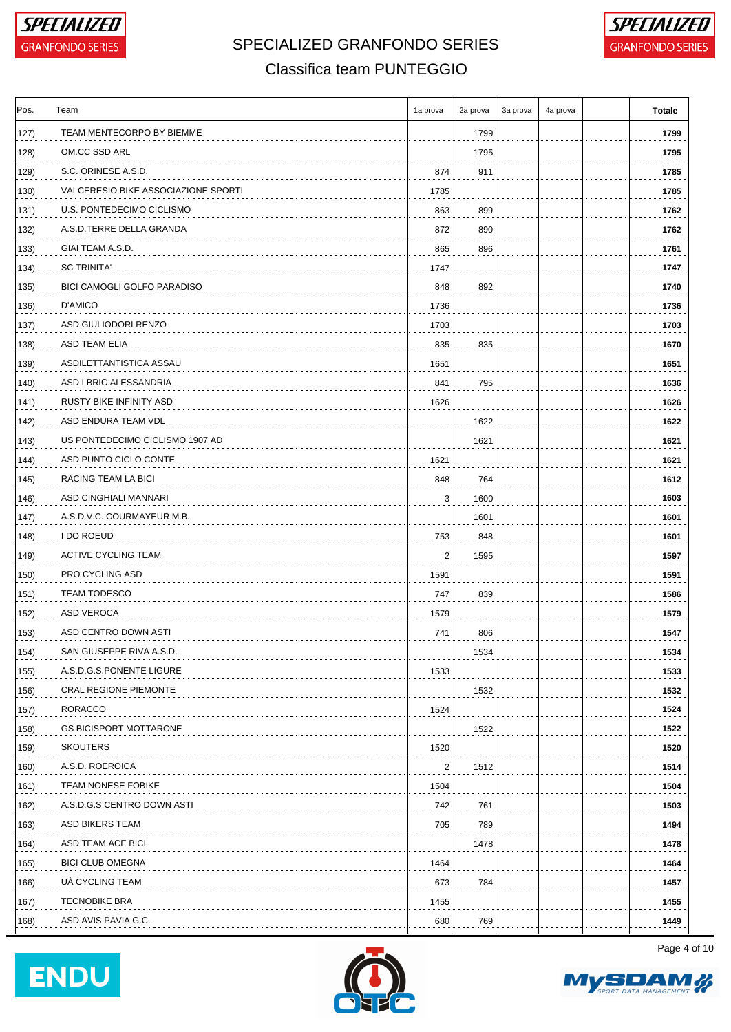# SPECIALIZED GRANFONDO SERIES

## Classifica team PUNTEGGIO

| Pos. | Team | 1a prova | 2a prova | 3a prova | 4a prova | | Totale |
|---|---|---|---|---|---|---|---|
| 127) | TEAM MENTECORPO BY BIEMME | | 1799 | | | | 1799 |
| 128) | OM.CC SSD ARL | | 1795 | | | | 1795 |
| 129) | S.C. ORINESE A.S.D. | 874 | 911 | | | | 1785 |
| 130) | VALCERESIO BIKE ASSOCIAZIONE SPORTI | 1785 | | | | | 1785 |
| 131) | U.S. PONTEDECIMO CICLISMO | 863 | 899 | | | | 1762 |
| 132) | A.S.D.TERRE DELLA GRANDA | 872 | 890 | | | | 1762 |
| 133) | GIAI TEAM A.S.D. | 865 | 896 | | | | 1761 |
| 134) | SC TRINITA' | 1747 | | | | | 1747 |
| 135) | BICI CAMOGLI GOLFO PARADISO | 848 | 892 | | | | 1740 |
| 136) | D'AMICO | 1736 | | | | | 1736 |
| 137) | ASD GIULIODORI RENZO | 1703 | | | | | 1703 |
| 138) | ASD TEAM ELIA | 835 | 835 | | | | 1670 |
| 139) | ASDILETTANTISTICA ASSAU | 1651 | | | | | 1651 |
| 140) | ASD I BRIC ALESSANDRIA | 841 | 795 | | | | 1636 |
| 141) | RUSTY BIKE INFINITY ASD | 1626 | | | | | 1626 |
| 142) | ASD ENDURA TEAM VDL | | 1622 | | | | 1622 |
| 143) | US PONTEDECIMO CICLISMO 1907 AD | | 1621 | | | | 1621 |
| 144) | ASD PUNTO CICLO CONTE | 1621 | | | | | 1621 |
| 145) | RACING TEAM LA BICI | 848 | 764 | | | | 1612 |
| 146) | ASD CINGHIALI MANNARI | 3 | 1600 | | | | 1603 |
| 147) | A.S.D.V.C. COURMAYEUR M.B. | | 1601 | | | | 1601 |
| 148) | I DO ROEUD | 753 | 848 | | | | 1601 |
| 149) | ACTIVE CYCLING TEAM | 2 | 1595 | | | | 1597 |
| 150) | PRO CYCLING ASD | 1591 | | | | | 1591 |
| 151) | TEAM TODESCO | 747 | 839 | | | | 1586 |
| 152) | ASD VEROCA | 1579 | | | | | 1579 |
| 153) | ASD CENTRO DOWN ASTI | 741 | 806 | | | | 1547 |
| 154) | SAN GIUSEPPE RIVA A.S.D. | | 1534 | | | | 1534 |
| 155) | A.S.D.G.S.PONENTE LIGURE | 1533 | | | | | 1533 |
| 156) | CRAL REGIONE PIEMONTE | | 1532 | | | | 1532 |
| 157) | RORACCO | 1524 | | | | | 1524 |
| 158) | GS BICISPORT MOTTARONE | | 1522 | | | | 1522 |
| 159) | SKOUTERS | 1520 | | | | | 1520 |
| 160) | A.S.D. ROEROICA | 2 | 1512 | | | | 1514 |
| 161) | TEAM NONESE FOBIKE | 1504 | | | | | 1504 |
| 162) | A.S.D.G.S CENTRO DOWN ASTI | 742 | 761 | | | | 1503 |
| 163) | ASD BIKERS TEAM | 705 | 789 | | | | 1494 |
| 164) | ASD TEAM ACE BICI | | 1478 | | | | 1478 |
| 165) | BICI CLUB OMEGNA | 1464 | | | | | 1464 |
| 166) | UÀ CYCLING TEAM | 673 | 784 | | | | 1457 |
| 167) | TECNOBIKE BRA | 1455 | | | | | 1455 |
| 168) | ASD AVIS PAVIA G.C. | 680 | 769 | | | | 1449 |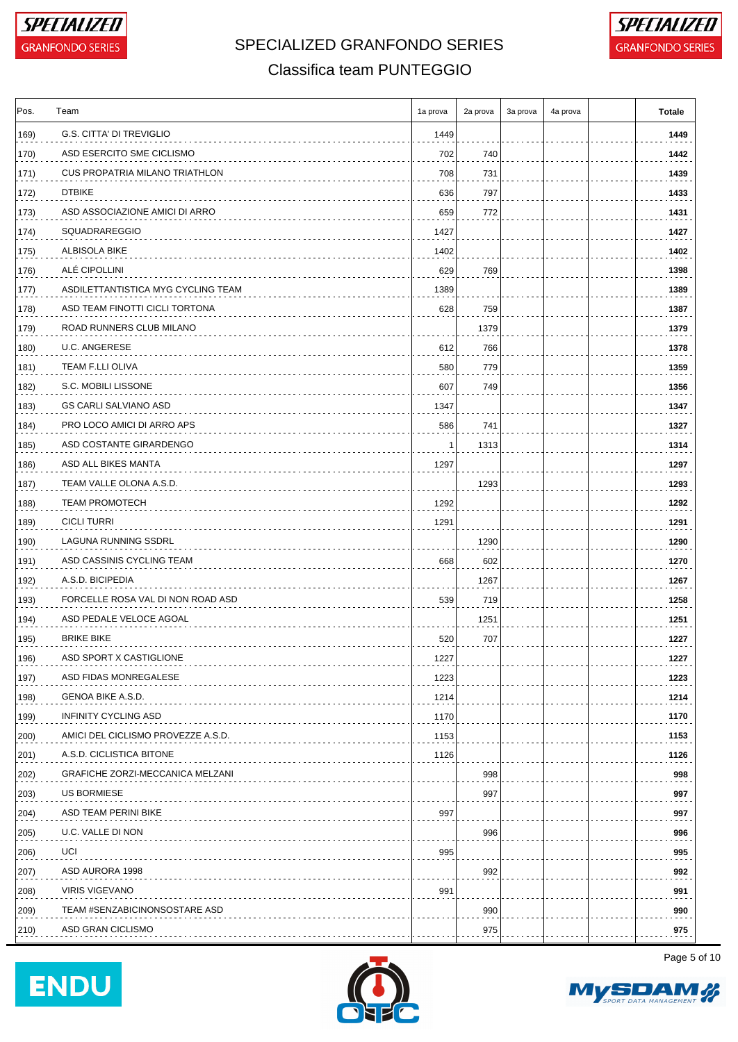# SPECIALIZED GRANFONDO SERIES

## Classifica team PUNTEGGIO

| Pos. | Team | 1a prova | 2a prova | 3a prova | 4a prova | | Totale |
|---|---|---|---|---|---|---|---|
| 169) | G.S. CITTA' DI TREVIGLIO | 1449 | | | | | **1449** |
| 170) | ASD ESERCITO SME CICLISMO | 702 | 740 | | | | **1442** |
| 171) | CUS PROPATRIA MILANO TRIATHLON | 708 | 731 | | | | **1439** |
| 172) | DTBIKE | 636 | 797 | | | | **1433** |
| 173) | ASD ASSOCIAZIONE AMICI DI ARRO | 659 | 772 | | | | **1431** |
| 174) | SQUADRAREGGIO | 1427 | | | | | **1427** |
| 175) | ALBISOLA BIKE | 1402 | | | | | **1402** |
| 176) | ALÉ CIPOLLINI | 629 | 769 | | | | **1398** |
| 177) | ASDILETTANTISTICA MYG CYCLING TEAM | 1389 | | | | | **1389** |
| 178) | ASD TEAM FINOTTI CICLI TORTONA | 628 | 759 | | | | **1387** |
| 179) | ROAD RUNNERS CLUB MILANO | | 1379 | | | | **1379** |
| 180) | U.C. ANGERESE | 612 | 766 | | | | **1378** |
| 181) | TEAM F.LLI OLIVA | 580 | 779 | | | | **1359** |
| 182) | S.C. MOBILI LISSONE | 607 | 749 | | | | **1356** |
| 183) | GS CARLI SALVIANO ASD | 1347 | | | | | **1347** |
| 184) | PRO LOCO AMICI DI ARRO APS | 586 | 741 | | | | **1327** |
| 185) | ASD COSTANTE GIRARDENGO | 1 | 1313 | | | | **1314** |
| 186) | ASD ALL BIKES MANTA | 1297 | | | | | **1297** |
| 187) | TEAM VALLE OLONA A.S.D. | | 1293 | | | | **1293** |
| 188) | TEAM PROMOTECH | 1292 | | | | | **1292** |
| 189) | CICLI TURRI | 1291 | | | | | **1291** |
| 190) | LAGUNA RUNNING SSDRL | | 1290 | | | | **1290** |
| 191) | ASD CASSINIS CYCLING TEAM | 668 | 602 | | | | **1270** |
| 192) | A.S.D. BICIPEDIA | | 1267 | | | | **1267** |
| 193) | FORCELLE ROSA VAL DI NON ROAD ASD | 539 | 719 | | | | **1258** |
| 194) | ASD PEDALE VELOCE AGOAL | | 1251 | | | | **1251** |
| 195) | BRIKE BIKE | 520 | 707 | | | | **1227** |
| 196) | ASD SPORT X CASTIGLIONE | 1227 | | | | | **1227** |
| 197) | ASD FIDAS MONREGALESE | 1223 | | | | | **1223** |
| 198) | GENOA BIKE A.S.D. | 1214 | | | | | **1214** |
| 199) | INFINITY CYCLING ASD | 1170 | | | | | **1170** |
| 200) | AMICI DEL CICLISMO PROVEZZE A.S.D. | 1153 | | | | | **1153** |
| 201) | A.S.D. CICLISTICA BITONE | 1126 | | | | | **1126** |
| 202) | GRAFICHE ZORZI-MECCANICA MELZANI | | 998 | | | | **998** |
| 203) | US BORMIESE | | 997 | | | | **997** |
| 204) | ASD TEAM PERINI BIKE | 997 | | | | | **997** |
| 205) | U.C. VALLE DI NON | | 996 | | | | **996** |
| 206) | UCI | 995 | | | | | **995** |
| 207) | ASD AURORA 1998 | | 992 | | | | **992** |
| 208) | VIRIS VIGEVANO | 991 | | | | | **991** |
| 209) | TEAM #SENZABICINONSOSTARE ASD | | 990 | | | | **990** |
| 210) | ASD GRAN CICLISMO | | 975 | | | | **975** |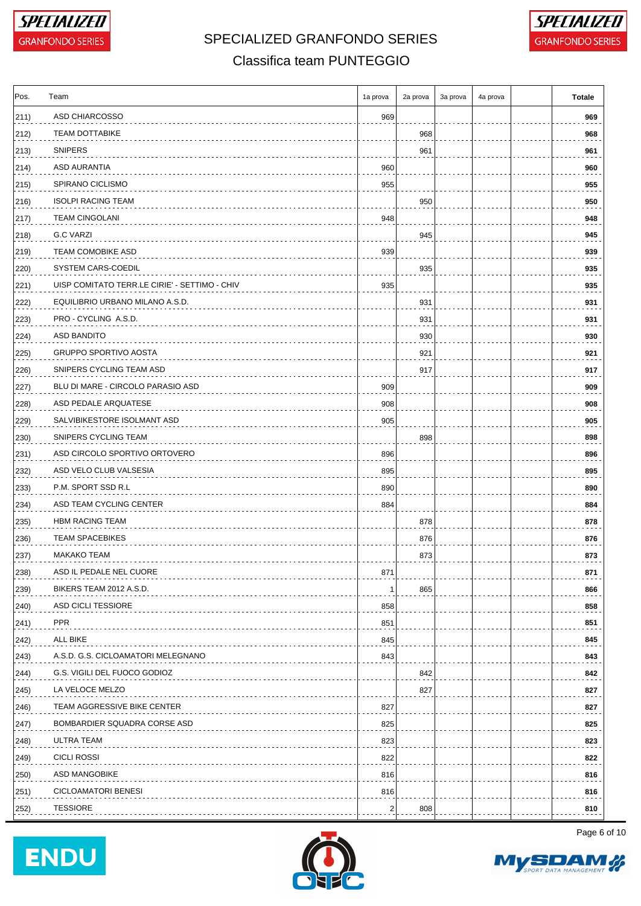# SPECIALIZED GRANFONDO SERIES

## Classifica team PUNTEGGIO

| Pos. | Team | 1a prova | 2a prova | 3a prova | 4a prova | | Totale |
|---|---|---|---|---|---|---|---|
| 211) | ASD CHIARCOSSO | 969 | | | | | **969** |
| 212) | TEAM DOTTABIKE | | 968 | | | | **968** |
| 213) | SNIPERS | | 961 | | | | **961** |
| 214) | ASD AURANTIA | 960 | | | | | **960** |
| 215) | SPIRANO CICLISMO | 955 | | | | | **955** |
| 216) | ISOLPI RACING TEAM | | 950 | | | | **950** |
| 217) | TEAM CINGOLANI | 948 | | | | | **948** |
| 218) | G.C VARZI | | 945 | | | | **945** |
| 219) | TEAM COMOBIKE ASD | 939 | | | | | **939** |
| 220) | SYSTEM CARS-COEDIL | | 935 | | | | **935** |
| 221) | UISP COMITATO TERR.LE CIRIE' - SETTIMO - CHIV | 935 | | | | | **935** |
| 222) | EQUILIBRIO URBANO MILANO A.S.D. | | 931 | | | | **931** |
| 223) | PRO - CYCLING A.S.D. | | 931 | | | | **931** |
| 224) | ASD BANDITO | | 930 | | | | **930** |
| 225) | GRUPPO SPORTIVO AOSTA | | 921 | | | | **921** |
| 226) | SNIPERS CYCLING TEAM ASD | | 917 | | | | **917** |
| 227) | BLU DI MARE - CIRCOLO PARASIO ASD | 909 | | | | | **909** |
| 228) | ASD PEDALE ARQUATESE | 908 | | | | | **908** |
| 229) | SALVIBIKESTORE ISOLMANT ASD | 905 | | | | | **905** |
| 230) | SNIPERS CYCLING TEAM | | 898 | | | | **898** |
| 231) | ASD CIRCOLO SPORTIVO ORTOVERO | 896 | | | | | **896** |
| 232) | ASD VELO CLUB VALSESIA | 895 | | | | | **895** |
| 233) | P.M. SPORT SSD R.L | 890 | | | | | **890** |
| 234) | ASD TEAM CYCLING CENTER | 884 | | | | | **884** |
| 235) | HBM RACING TEAM | | 878 | | | | **878** |
| 236) | TEAM SPACEBIKES | | 876 | | | | **876** |
| 237) | MAKAKO TEAM | | 873 | | | | **873** |
| 238) | ASD IL PEDALE NEL CUORE | 871 | | | | | **871** |
| 239) | BIKERS TEAM 2012 A.S.D. | 1 | 865 | | | | **866** |
| 240) | ASD CICLI TESSIORE | 858 | | | | | **858** |
| 241) | PPR | 851 | | | | | **851** |
| 242) | ALL BIKE | 845 | | | | | **845** |
| 243) | A.S.D. G.S. CICLOAMATORI MELEGNANO | 843 | | | | | **843** |
| 244) | G.S. VIGILI DEL FUOCO GODIOZ | | 842 | | | | **842** |
| 245) | LA VELOCE MELZO | | 827 | | | | **827** |
| 246) | TEAM AGGRESSIVE BIKE CENTER | 827 | | | | | **827** |
| 247) | BOMBARDIER SQUADRA CORSE ASD | 825 | | | | | **825** |
| 248) | ULTRA TEAM | 823 | | | | | **823** |
| 249) | CICLI ROSSI | 822 | | | | | **822** |
| 250) | ASD MANGOBIKE | 816 | | | | | **816** |
| 251) | CICLOAMATORI BENESI | 816 | | | | | **816** |
| 252) | TESSIORE | 2 | 808 | | | | **810** |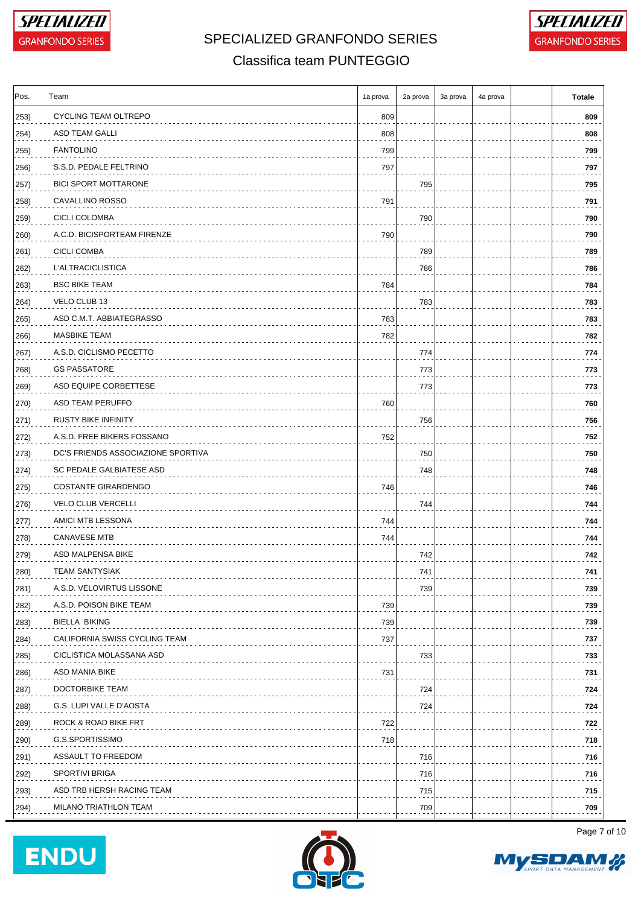# SPECIALIZED GRANFONDO SERIES

## Classifica team PUNTEGGIO

| Pos. | Team | 1a prova | 2a prova | 3a prova | 4a prova | | Totale |
|---|---|---|---|---|---|---|---|
| 253) | CYCLING TEAM OLTREPO | 809 | | | | | **809** |
| 254) | ASD TEAM GALLI | 808 | | | | | **808** |
| 255) | FANTOLINO | 799 | | | | | **799** |
| 256) | S.S.D. PEDALE FELTRINO | 797 | | | | | **797** |
| 257) | BICI SPORT MOTTARONE | | 795 | | | | **795** |
| 258) | CAVALLINO ROSSO | 791 | | | | | **791** |
| 259) | CICLI COLOMBA | | 790 | | | | **790** |
| 260) | A.C.D. BICISPORTEAM FIRENZE | 790 | | | | | **790** |
| 261) | CICLI COMBA | | 789 | | | | **789** |
| 262) | L'ALTRACICLISTICA | | 786 | | | | **786** |
| 263) | BSC BIKE TEAM | 784 | | | | | **784** |
| 264) | VELO CLUB 13 | | 783 | | | | **783** |
| 265) | ASD C.M.T. ABBIATEGRASSO | 783 | | | | | **783** |
| 266) | MASBIKE TEAM | 782 | | | | | **782** |
| 267) | A.S.D. CICLISMO PECETTO | | 774 | | | | **774** |
| 268) | GS PASSATORE | | 773 | | | | **773** |
| 269) | ASD EQUIPE CORBETTESE | | 773 | | | | **773** |
| 270) | ASD TEAM PERUFFO | 760 | | | | | **760** |
| 271) | RUSTY BIKE INFINITY | | 756 | | | | **756** |
| 272) | A.S.D. FREE BIKERS FOSSANO | 752 | | | | | **752** |
| 273) | DC'S FRIENDS ASSOCIAZIONE SPORTIVA | | 750 | | | | **750** |
| 274) | SC PEDALE GALBIATESE ASD | | 748 | | | | **748** |
| 275) | COSTANTE GIRARDENGO | 746 | | | | | **746** |
| 276) | VELO CLUB VERCELLI | | 744 | | | | **744** |
| 277) | AMICI MTB LESSONA | 744 | | | | | **744** |
| 278) | CANAVESE MTB | 744 | | | | | **744** |
| 279) | ASD MALPENSA BIKE | | 742 | | | | **742** |
| 280) | TEAM SANTYSIAK | | 741 | | | | **741** |
| 281) | A.S.D. VELOVIRTUS LISSONE | | 739 | | | | **739** |
| 282) | A.S.D. POISON BIKE TEAM | 739 | | | | | **739** |
| 283) | BIELLA BIKING | 739 | | | | | **739** |
| 284) | CALIFORNIA SWISS CYCLING TEAM | 737 | | | | | **737** |
| 285) | CICLISTICA MOLASSANA ASD | | 733 | | | | **733** |
| 286) | ASD MANIA BIKE | 731 | | | | | **731** |
| 287) | DOCTORBIKE TEAM | | 724 | | | | **724** |
| 288) | G.S. LUPI VALLE D'AOSTA | | 724 | | | | **724** |
| 289) | ROCK & ROAD BIKE FRT | 722 | | | | | **722** |
| 290) | G.S.SPORTISSIMO | 718 | | | | | **718** |
| 291) | ASSAULT TO FREEDOM | | 716 | | | | **716** |
| 292) | SPORTIVI BRIGA | | 716 | | | | **716** |
| 293) | ASD TRB HERSH RACING TEAM | | 715 | | | | **715** |
| 294) | MILANO TRIATHLON TEAM | | 709 | | | | **709** |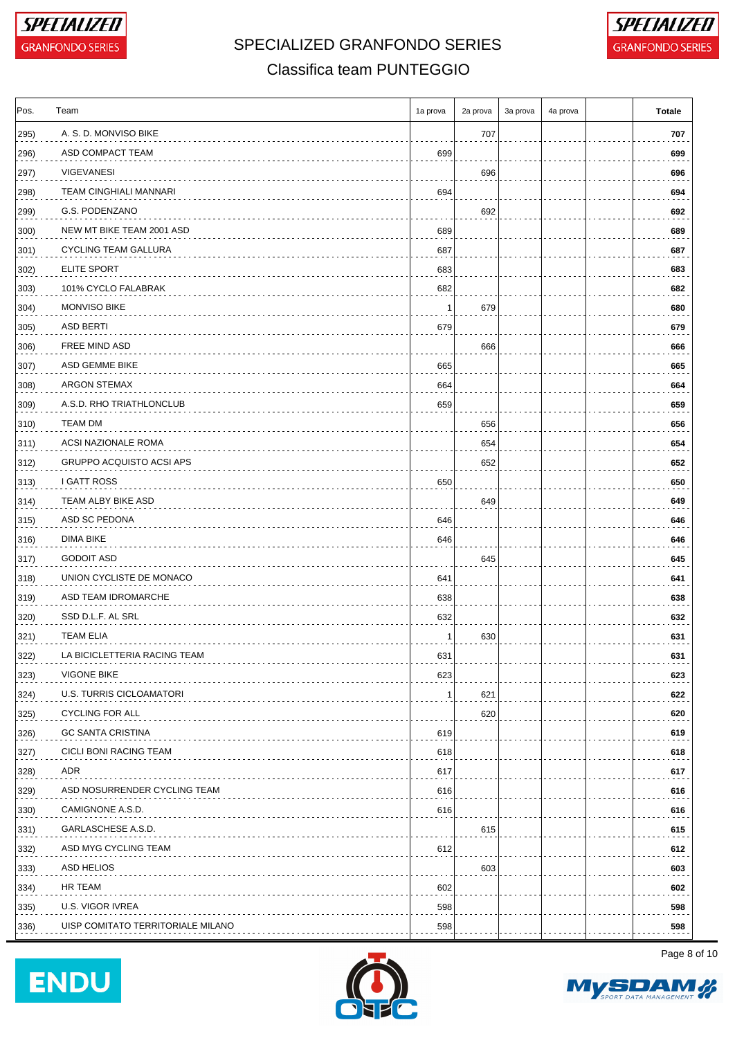# SPECIALIZED GRANFONDO SERIES

## Classifica team PUNTEGGIO

| Pos. | Team | 1a prova | 2a prova | 3a prova | 4a prova | | Totale |
|---|---|---|---|---|---|---|---|
| 295) | A. S. D. MONVISO BIKE | | 707 | | | | **707** |
| 296) | ASD COMPACT TEAM | 699 | | | | | **699** |
| 297) | VIGEVANESI | | 696 | | | | **696** |
| 298) | TEAM CINGHIALI MANNARI | 694 | | | | | **694** |
| 299) | G.S. PODENZANO | | 692 | | | | **692** |
| 300) | NEW MT BIKE TEAM 2001 ASD | 689 | | | | | **689** |
| 301) | CYCLING TEAM GALLURA | 687 | | | | | **687** |
| 302) | ELITE SPORT | 683 | | | | | **683** |
| 303) | 101% CYCLO FALABRAK | 682 | | | | | **682** |
| 304) | MONVISO BIKE | 1 | 679 | | | | **680** |
| 305) | ASD BERTI | 679 | | | | | **679** |
| 306) | FREE MIND ASD | | 666 | | | | **666** |
| 307) | ASD GEMME BIKE | 665 | | | | | **665** |
| 308) | ARGON STEMAX | 664 | | | | | **664** |
| 309) | A.S.D. RHO TRIATHLONCLUB | 659 | | | | | **659** |
| 310) | TEAM DM | | 656 | | | | **656** |
| 311) | ACSI NAZIONALE ROMA | | 654 | | | | **654** |
| 312) | GRUPPO ACQUISTO ACSI APS | | 652 | | | | **652** |
| 313) | I GATT ROSS | 650 | | | | | **650** |
| 314) | TEAM ALBY BIKE ASD | | 649 | | | | **649** |
| 315) | ASD SC PEDONA | 646 | | | | | **646** |
| 316) | DIMA BIKE | 646 | | | | | **646** |
| 317) | GODOIT ASD | | 645 | | | | **645** |
| 318) | UNION CYCLISTE DE MONACO | 641 | | | | | **641** |
| 319) | ASD TEAM IDROMARCHE | 638 | | | | | **638** |
| 320) | SSD D.L.F. AL SRL | 632 | | | | | **632** |
| 321) | TEAM ELIA | 1 | 630 | | | | **631** |
| 322) | LA BICICLETTERIA RACING TEAM | 631 | | | | | **631** |
| 323) | VIGONE BIKE | 623 | | | | | **623** |
| 324) | U.S. TURRIS CICLOAMATORI | 1 | 621 | | | | **622** |
| 325) | CYCLING FOR ALL | | 620 | | | | **620** |
| 326) | GC SANTA CRISTINA | 619 | | | | | **619** |
| 327) | CICLI BONI RACING TEAM | 618 | | | | | **618** |
| 328) | ADR | 617 | | | | | **617** |
| 329) | ASD NOSURRENDER CYCLING TEAM | 616 | | | | | **616** |
| 330) | CAMIGNONE A.S.D. | 616 | | | | | **616** |
| 331) | GARLASCHESE A.S.D. | | 615 | | | | **615** |
| 332) | ASD MYG CYCLING TEAM | 612 | | | | | **612** |
| 333) | ASD HELIOS | | 603 | | | | **603** |
| 334) | HR TEAM | 602 | | | | | **602** |
| 335) | U.S. VIGOR IVREA | 598 | | | | | **598** |
| 336) | UISP COMITATO TERRITORIALE MILANO | 598 | | | | | **598** |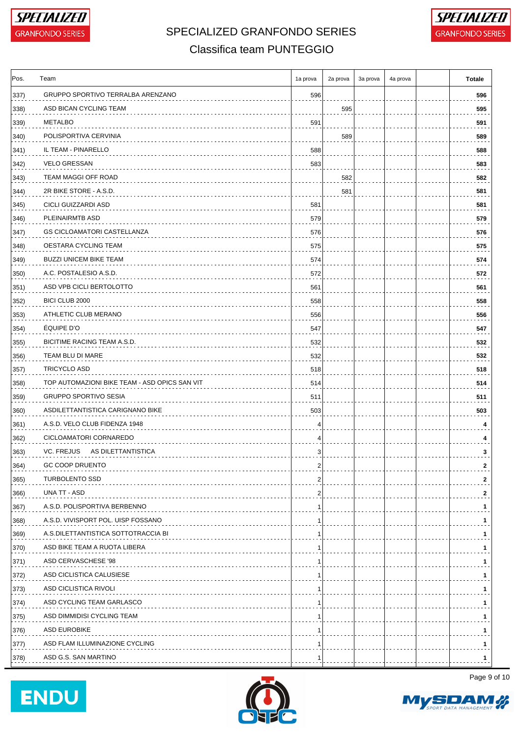# SPECIALIZED GRANFONDO SERIES

## Classifica team PUNTEGGIO

| Pos. | Team | 1a prova | 2a prova | 3a prova | 4a prova | | Totale |
|---|---|---|---|---|---|---|---|
| 337) | GRUPPO SPORTIVO TERRALBA ARENZANO | 596 | | | | | **596** |
| 338) | ASD BICAN CYCLING TEAM | | 595 | | | | **595** |
| 339) | METALBO | 591 | | | | | **591** |
| 340) | POLISPORTIVA CERVINIA | | 589 | | | | **589** |
| 341) | IL TEAM - PINARELLO | 588 | | | | | **588** |
| 342) | VELO GRESSAN | 583 | | | | | **583** |
| 343) | TEAM MAGGI OFF ROAD | | 582 | | | | **582** |
| 344) | 2R BIKE STORE - A.S.D. | | 581 | | | | **581** |
| 345) | CICLI GUIZZARDI ASD | 581 | | | | | **581** |
| 346) | PLEINAIRMTB ASD | 579 | | | | | **579** |
| 347) | GS CICLOAMATORI CASTELLANZA | 576 | | | | | **576** |
| 348) | OESTARA CYCLING TEAM | 575 | | | | | **575** |
| 349) | BUZZI UNICEM BIKE TEAM | 574 | | | | | **574** |
| 350) | A.C. POSTALESIO A.S.D. | 572 | | | | | **572** |
| 351) | ASD VPB CICLI BERTOLOTTO | 561 | | | | | **561** |
| 352) | BICI CLUB 2000 | 558 | | | | | **558** |
| 353) | ATHLETIC CLUB MERANO | 556 | | | | | **556** |
| 354) | ÉQUIPE D'O | 547 | | | | | **547** |
| 355) | BICITIME RACING TEAM A.S.D. | 532 | | | | | **532** |
| 356) | TEAM BLU DI MARE | 532 | | | | | **532** |
| 357) | TRICYCLO ASD | 518 | | | | | **518** |
| 358) | TOP AUTOMAZIONI BIKE TEAM - ASD OPICS SAN VIT | 514 | | | | | **514** |
| 359) | GRUPPO SPORTIVO SESIA | 511 | | | | | **511** |
| 360) | ASDILETTANTISTICA CARIGNANO BIKE | 503 | | | | | **503** |
| 361) | A.S.D. VELO CLUB FIDENZA 1948 | 4 | | | | | **4** |
| 362) | CICLOAMATORI CORNAREDO | 4 | | | | | **4** |
| 363) | VC. FREJUS AS DILETTANTISTICA | 3 | | | | | **3** |
| 364) | GC COOP DRUENTO | 2 | | | | | **2** |
| 365) | TURBOLENTO SSD | 2 | | | | | **2** |
| 366) | UNA TT - ASD | 2 | | | | | **2** |
| 367) | A.S.D. POLISPORTIVA BERBENNO | 1 | | | | | **1** |
| 368) | A.S.D. VIVISPORT POL. UISP FOSSANO | 1 | | | | | **1** |
| 369) | A.S.DILETTANTISTICA SOTTOTRACCIA BI | 1 | | | | | **1** |
| 370) | ASD BIKE TEAM A RUOTA LIBERA | 1 | | | | | **1** |
| 371) | ASD CERVASCHESE '98 | 1 | | | | | **1** |
| 372) | ASD CICLISTICA CALUSIESE | 1 | | | | | **1** |
| 373) | ASD CICLISTICA RIVOLI | 1 | | | | | **1** |
| 374) | ASD CYCLING TEAM GARLASCO | 1 | | | | | **1** |
| 375) | ASD DIMMIDISI CYCLING TEAM | 1 | | | | | **1** |
| 376) | ASD EUROBIKE | 1 | | | | | **1** |
| 377) | ASD FLAM ILLUMINAZIONE CYCLING | 1 | | | | | **1** |
| 378) | ASD G.S. SAN MARTINO | 1 | | | | | **1** |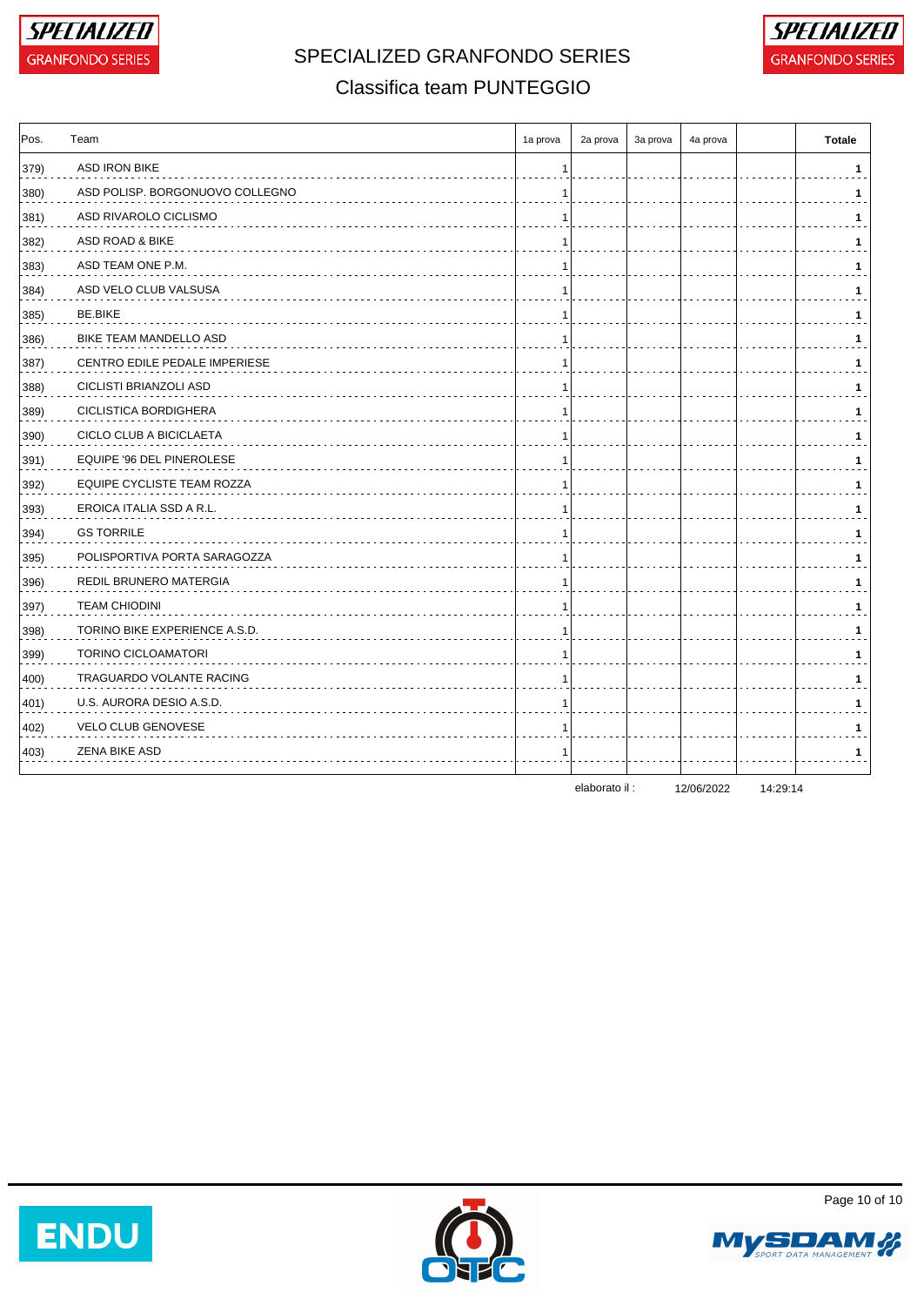# SPECIALIZED GRANFONDO SERIES

## Classifica team PUNTEGGIO

| Pos. | Team | 1a prova | 2a prova | 3a prova | 4a prova | | Totale |
|---|---|---|---|---|---|---|---|
| 379) | ASD IRON BIKE | 1 | | | | | 1 |
| 380) | ASD POLISP. BORGONUOVO COLLEGNO | 1 | | | | | 1 |
| 381) | ASD RIVAROLO CICLISMO | 1 | | | | | 1 |
| 382) | ASD ROAD & BIKE | 1 | | | | | 1 |
| 383) | ASD TEAM ONE P.M. | 1 | | | | | 1 |
| 384) | ASD VELO CLUB VALSUSA | 1 | | | | | 1 |
| 385) | BE.BIKE | 1 | | | | | 1 |
| 386) | BIKE TEAM MANDELLO ASD | 1 | | | | | 1 |
| 387) | CENTRO EDILE PEDALE IMPERIESE | 1 | | | | | 1 |
| 388) | CICLISTI BRIANZOLI ASD | 1 | | | | | 1 |
| 389) | CICLISTICA BORDIGHERA | 1 | | | | | 1 |
| 390) | CICLO CLUB A BICICLAETA | 1 | | | | | 1 |
| 391) | EQUIPE '96 DEL PINEROLESE | 1 | | | | | 1 |
| 392) | EQUIPE CYCLISTE TEAM ROZZA | 1 | | | | | 1 |
| 393) | EROICA ITALIA SSD A R.L. | 1 | | | | | 1 |
| 394) | GS TORRILE | 1 | | | | | 1 |
| 395) | POLISPORTIVA PORTA SARAGOZZA | 1 | | | | | 1 |
| 396) | REDIL BRUNERO MATERGIA | 1 | | | | | 1 |
| 397) | TEAM CHIODINI | 1 | | | | | 1 |
| 398) | TORINO BIKE EXPERIENCE A.S.D. | 1 | | | | | 1 |
| 399) | TORINO CICLOAMATORI | 1 | | | | | 1 |
| 400) | TRAGUARDO VOLANTE RACING | 1 | | | | | 1 |
| 401) | U.S. AURORA DESIO A.S.D. | 1 | | | | | 1 |
| 402) | VELO CLUB GENOVESE | 1 | | | | | 1 |
| 403) | ZENA BIKE ASD | 1 | | | | | 1 |

elaborato il : 12/06/2022 14:29:14